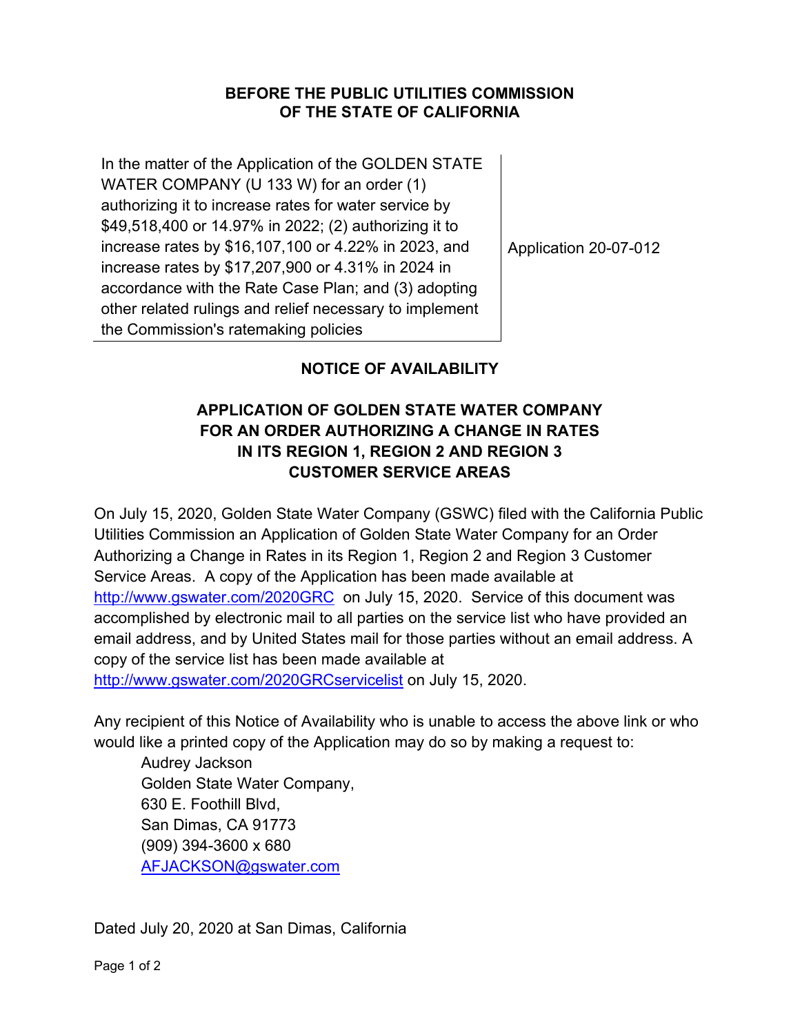**BEFORE THE PUBLIC UTILITIES COMMISSION OF THE STATE OF CALIFORNIA**

| | |
|---|---|
| In the matter of the Application of the GOLDEN STATE WATER COMPANY (U 133 W) for an order (1) authorizing it to increase rates for water service by $49,518,400 or 14.97% in 2022; (2) authorizing it to increase rates by $16,107,100 or 4.22% in 2023, and increase rates by $17,207,900 or 4.31% in 2024 in accordance with the Rate Case Plan; and (3) adopting other related rulings and relief necessary to implement the Commission's ratemaking policies | Application 20-07-012 |

**NOTICE OF AVAILABILITY**

**APPLICATION OF GOLDEN STATE WATER COMPANY FOR AN ORDER AUTHORIZING A CHANGE IN RATES IN ITS REGION 1, REGION 2 AND REGION 3 CUSTOMER SERVICE AREAS**

On July 15, 2020, Golden State Water Company (GSWC) filed with the California Public Utilities Commission an Application of Golden State Water Company for an Order Authorizing a Change in Rates in its Region 1, Region 2 and Region 3 Customer Service Areas. A copy of the Application has been made available at http://www.gswater.com/2020GRC on July 15, 2020. Service of this document was accomplished by electronic mail to all parties on the service list who have provided an email address, and by United States mail for those parties without an email address. A copy of the service list has been made available at http://www.gswater.com/2020GRCservicelist on July 15, 2020.

Any recipient of this Notice of Availability who is unable to access the above link or who would like a printed copy of the Application may do so by making a request to:

Audrey Jackson
Golden State Water Company,
630 E. Foothill Blvd,
San Dimas, CA 91773
(909) 394-3600 x 680
AFJACKSON@gswater.com

Dated July 20, 2020 at San Dimas, California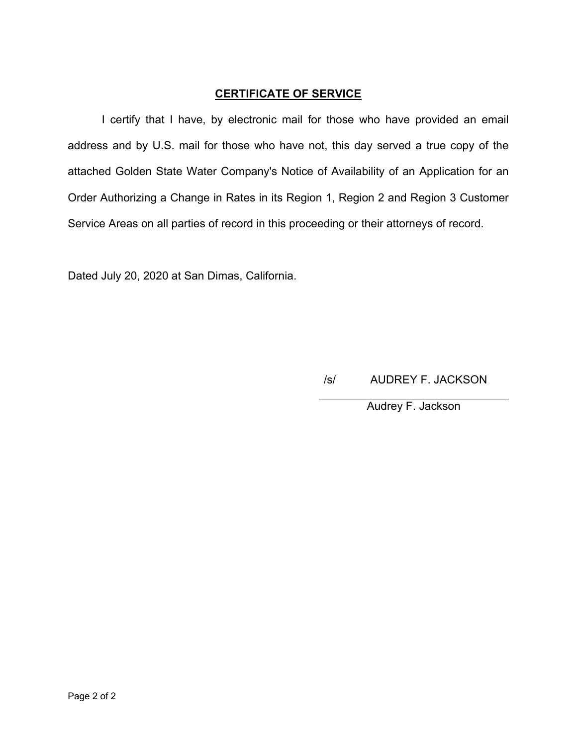## CERTIFICATE OF SERVICE

I certify that I have, by electronic mail for those who have provided an email address and by U.S. mail for those who have not, this day served a true copy of the attached Golden State Water Company's Notice of Availability of an Application for an Order Authorizing a Change in Rates in its Region 1, Region 2 and Region 3 Customer Service Areas on all parties of record in this proceeding or their attorneys of record.

Dated July 20, 2020 at San Dimas, California.

/s/ AUDREY F. JACKSON

Audrey F. Jackson